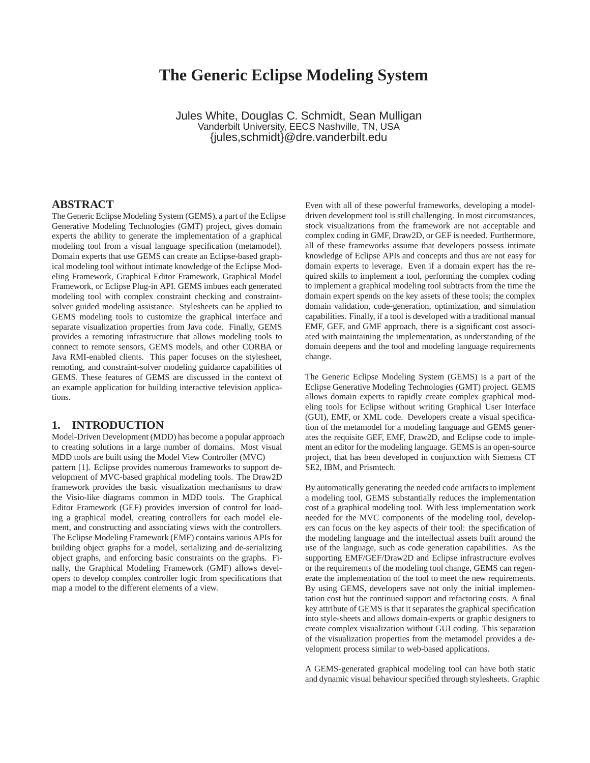# The Generic Eclipse Modeling System

Jules White, Douglas C. Schmidt, Sean Mulligan
Vanderbilt University, EECS Nashville, TN, USA
{jules,schmidt}@dre.vanderbilt.edu

## ABSTRACT

The Generic Eclipse Modeling System (GEMS), a part of the Eclipse Generative Modeling Technologies (GMT) project, gives domain experts the ability to generate the implementation of a graphical modeling tool from a visual language specification (metamodel). Domain experts that use GEMS can create an Eclipse-based graphical modeling tool without intimate knowledge of the Eclipse Modeling Framework, Graphical Editor Framework, Graphical Model Framework, or Eclipse Plug-in API. GEMS imbues each generated modeling tool with complex constraint checking and constraint-solver guided modeling assistance. Stylesheets can be applied to GEMS modeling tools to customize the graphical interface and separate visualization properties from Java code. Finally, GEMS provides a remoting infrastructure that allows modeling tools to connect to remote sensors, GEMS models, and other CORBA or Java RMI-enabled clients. This paper focuses on the stylesheet, remoting, and constraint-solver modeling guidance capabilities of GEMS. These features of GEMS are discussed in the context of an example application for building interactive television applications.

## 1. INTRODUCTION

Model-Driven Development (MDD) has become a popular approach to creating solutions in a large number of domains. Most visual MDD tools are built using the Model View Controller (MVC) pattern [1]. Eclipse provides numerous frameworks to support development of MVC-based graphical modeling tools. The Draw2D framework provides the basic visualization mechanisms to draw the Visio-like diagrams common in MDD tools. The Graphical Editor Framework (GEF) provides inversion of control for loading a graphical model, creating controllers for each model element, and constructing and associating views with the controllers. The Eclipse Modeling Framework (EMF) contains various APIs for building object graphs for a model, serializing and de-serializing object graphs, and enforcing basic constraints on the graphs. Finally, the Graphical Modeling Framework (GMF) allows developers to develop complex controller logic from specifications that map a model to the different elements of a view.

Even with all of these powerful frameworks, developing a model-driven development tool is still challenging. In most circumstances, stock visualizations from the framework are not acceptable and complex coding in GMF, Draw2D, or GEF is needed. Furthermore, all of these frameworks assume that developers possess intimate knowledge of Eclipse APIs and concepts and thus are not easy for domain experts to leverage. Even if a domain expert has the required skills to implement a tool, performing the complex coding to implement a graphical modeling tool subtracts from the time the domain expert spends on the key assets of these tools; the complex domain validation, code-generation, optimization, and simulation capabilities. Finally, if a tool is developed with a traditional manual EMF, GEF, and GMF approach, there is a significant cost associated with maintaining the implementation, as understanding of the domain deepens and the tool and modeling language requirements change.

The Generic Eclipse Modeling System (GEMS) is a part of the Eclipse Generative Modeling Technologies (GMT) project. GEMS allows domain experts to rapidly create complex graphical modeling tools for Eclipse without writing Graphical User Interface (GUI), EMF, or XML code. Developers create a visual specification of the metamodel for a modeling language and GEMS generates the requisite GEF, EMF, Draw2D, and Eclipse code to implement an editor for the modeling language. GEMS is an open-source project, that has been developed in conjunction with Siemens CT SE2, IBM, and Prismtech.

By automatically generating the needed code artifacts to implement a modeling tool, GEMS substantially reduces the implementation cost of a graphical modeling tool. With less implementation work needed for the MVC components of the modeling tool, developers can focus on the key aspects of their tool: the specification of the modeling language and the intellectual assets built around the use of the language, such as code generation capabilities. As the supporting EMF/GEF/Draw2D and Eclipse infrastructure evolves or the requirements of the modeling tool change, GEMS can regenerate the implementation of the tool to meet the new requirements. By using GEMS, developers save not only the initial implementation cost but the continued support and refactoring costs. A final key attribute of GEMS is that it separates the graphical specification into style-sheets and allows domain-experts or graphic designers to create complex visualization without GUI coding. This separation of the visualization properties from the metamodel provides a development process similar to web-based applications.

A GEMS-generated graphical modeling tool can have both static and dynamic visual behaviour specified through stylesheets. Graphic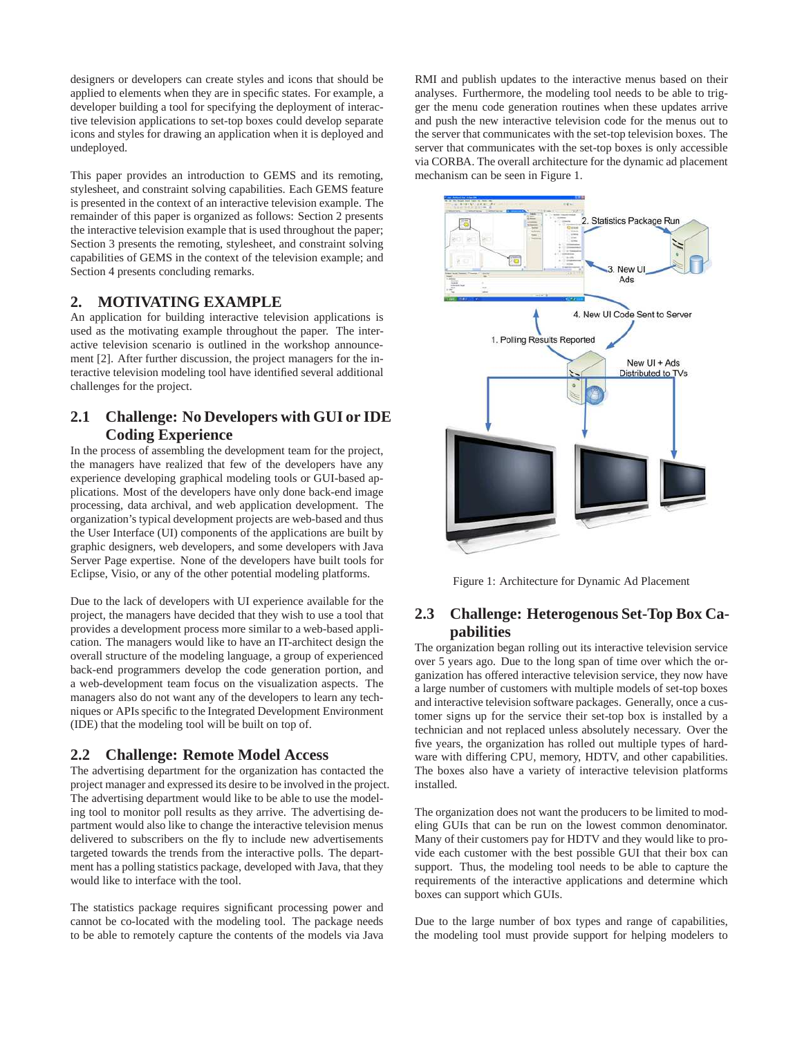designers or developers can create styles and icons that should be applied to elements when they are in specific states. For example, a developer building a tool for specifying the deployment of interactive television applications to set-top boxes could develop separate icons and styles for drawing an application when it is deployed and undeployed.

This paper provides an introduction to GEMS and its remoting, stylesheet, and constraint solving capabilities. Each GEMS feature is presented in the context of an interactive television example. The remainder of this paper is organized as follows: Section 2 presents the interactive television example that is used throughout the paper; Section 3 presents the remoting, stylesheet, and constraint solving capabilities of GEMS in the context of the television example; and Section 4 presents concluding remarks.

## 2. MOTIVATING EXAMPLE

An application for building interactive television applications is used as the motivating example throughout the paper. The interactive television scenario is outlined in the workshop announcement [2]. After further discussion, the project managers for the interactive television modeling tool have identified several additional challenges for the project.

### 2.1 Challenge: No Developers with GUI or IDE Coding Experience

In the process of assembling the development team for the project, the managers have realized that few of the developers have any experience developing graphical modeling tools or GUI-based applications. Most of the developers have only done back-end image processing, data archival, and web application development. The organization's typical development projects are web-based and thus the User Interface (UI) components of the applications are built by graphic designers, web developers, and some developers with Java Server Page expertise. None of the developers have built tools for Eclipse, Visio, or any of the other potential modeling platforms.

Due to the lack of developers with UI experience available for the project, the managers have decided that they wish to use a tool that provides a development process more similar to a web-based application. The managers would like to have an IT-architect design the overall structure of the modeling language, a group of experienced back-end programmers develop the code generation portion, and a web-development team focus on the visualization aspects. The managers also do not want any of the developers to learn any techniques or APIs specific to the Integrated Development Environment (IDE) that the modeling tool will be built on top of.

### 2.2 Challenge: Remote Model Access

The advertising department for the organization has contacted the project manager and expressed its desire to be involved in the project. The advertising department would like to be able to use the modeling tool to monitor poll results as they arrive. The advertising department would also like to change the interactive television menus delivered to subscribers on the fly to include new advertisements targeted towards the trends from the interactive polls. The department has a polling statistics package, developed with Java, that they would like to interface with the tool.

The statistics package requires significant processing power and cannot be co-located with the modeling tool. The package needs to be able to remotely capture the contents of the models via Java RMI and publish updates to the interactive menus based on their analyses. Furthermore, the modeling tool needs to be able to trigger the menu code generation routines when these updates arrive and push the new interactive television code for the menus out to the server that communicates with the set-top television boxes. The server that communicates with the set-top boxes is only accessible via CORBA. The overall architecture for the dynamic ad placement mechanism can be seen in Figure 1.

Figure 1: Architecture for Dynamic Ad Placement

### 2.3 Challenge: Heterogenous Set-Top Box Capabilities

The organization began rolling out its interactive television service over 5 years ago. Due to the long span of time over which the organization has offered interactive television service, they now have a large number of customers with multiple models of set-top boxes and interactive television software packages. Generally, once a customer signs up for the service their set-top box is installed by a technician and not replaced unless absolutely necessary. Over the five years, the organization has rolled out multiple types of hardware with differing CPU, memory, HDTV, and other capabilities. The boxes also have a variety of interactive television platforms installed.

The organization does not want the producers to be limited to modeling GUIs that can be run on the lowest common denominator. Many of their customers pay for HDTV and they would like to provide each customer with the best possible GUI that their box can support. Thus, the modeling tool needs to be able to capture the requirements of the interactive applications and determine which boxes can support which GUIs.

Due to the large number of box types and range of capabilities, the modeling tool must provide support for helping modelers to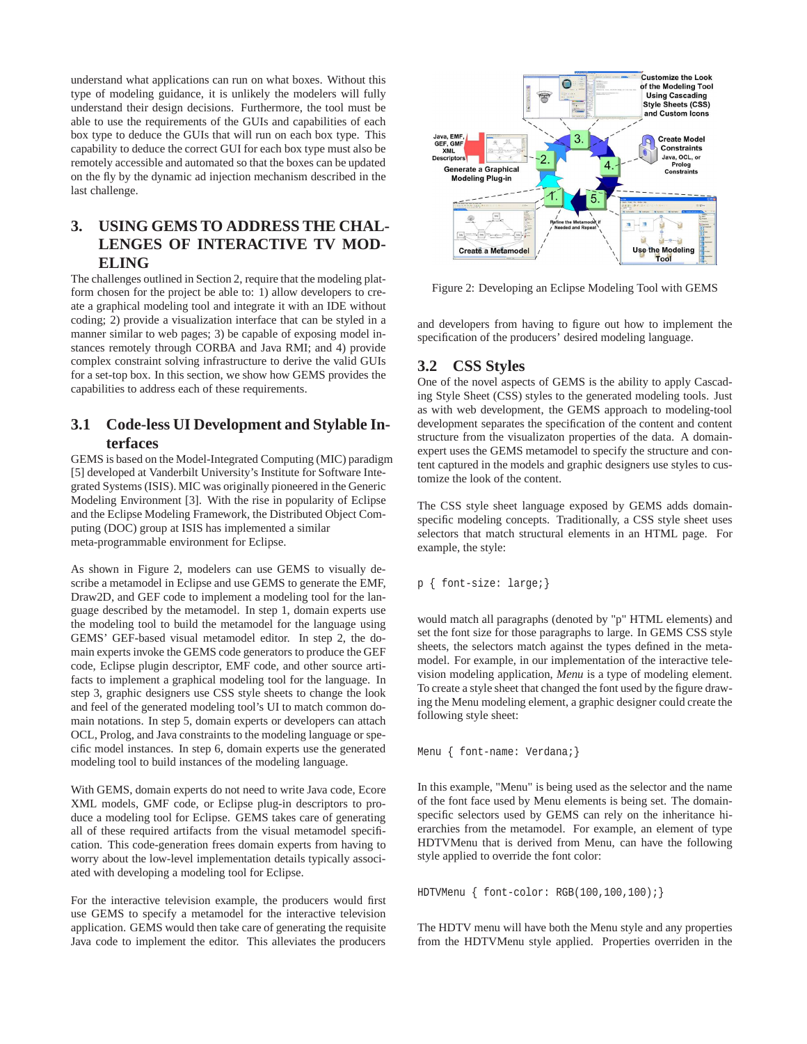understand what applications can run on what boxes. Without this type of modeling guidance, it is unlikely the modelers will fully understand their design decisions. Furthermore, the tool must be able to use the requirements of the GUIs and capabilities of each box type to deduce the GUIs that will run on each box type. This capability to deduce the correct GUI for each box type must also be remotely accessible and automated so that the boxes can be updated on the fly by the dynamic ad injection mechanism described in the last challenge.

## 3. USING GEMS TO ADDRESS THE CHALLENGES OF INTERACTIVE TV MODELING

The challenges outlined in Section 2, require that the modeling platform chosen for the project be able to: 1) allow developers to create a graphical modeling tool and integrate it with an IDE without coding; 2) provide a visualization interface that can be styled in a manner similar to web pages; 3) be capable of exposing model instances remotely through CORBA and Java RMI; and 4) provide complex constraint solving infrastructure to derive the valid GUIs for a set-top box. In this section, we show how GEMS provides the capabilities to address each of these requirements.

### 3.1 Code-less UI Development and Stylable Interfaces

GEMS is based on the Model-Integrated Computing (MIC) paradigm [5] developed at Vanderbilt University's Institute for Software Integrated Systems (ISIS). MIC was originally pioneered in the Generic Modeling Environment [3]. With the rise in popularity of Eclipse and the Eclipse Modeling Framework, the Distributed Object Computing (DOC) group at ISIS has implemented a similar meta-programmable environment for Eclipse.

As shown in Figure 2, modelers can use GEMS to visually describe a metamodel in Eclipse and use GEMS to generate the EMF, Draw2D, and GEF code to implement a modeling tool for the language described by the metamodel. In step 1, domain experts use the modeling tool to build the metamodel for the language using GEMS' GEF-based visual metamodel editor. In step 2, the domain experts invoke the GEMS code generators to produce the GEF code, Eclipse plugin descriptor, EMF code, and other source artifacts to implement a graphical modeling tool for the language. In step 3, graphic designers use CSS style sheets to change the look and feel of the generated modeling tool's UI to match common domain notations. In step 5, domain experts or developers can attach OCL, Prolog, and Java constraints to the modeling language or specific model instances. In step 6, domain experts use the generated modeling tool to build instances of the modeling language.

With GEMS, domain experts do not need to write Java code, Ecore XML models, GMF code, or Eclipse plug-in descriptors to produce a modeling tool for Eclipse. GEMS takes care of generating all of these required artifacts from the visual metamodel specification. This code-generation frees domain experts from having to worry about the low-level implementation details typically associated with developing a modeling tool for Eclipse.

For the interactive television example, the producers would first use GEMS to specify a metamodel for the interactive television application. GEMS would then take care of generating the requisite Java code to implement the editor. This alleviates the producers and developers from having to figure out how to implement the specification of the producers' desired modeling language.

Figure 2: Developing an Eclipse Modeling Tool with GEMS

### 3.2 CSS Styles

One of the novel aspects of GEMS is the ability to apply Cascading Style Sheet (CSS) styles to the generated modeling tools. Just as with web development, the GEMS approach to modeling-tool development separates the specification of the content and content structure from the visualizaton properties of the data. A domain-expert uses the GEMS metamodel to specify the structure and content captured in the models and graphic designers use styles to customize the look of the content.

The CSS style sheet language exposed by GEMS adds domain-specific modeling concepts. Traditionally, a CSS style sheet uses selectors that match structural elements in an HTML page. For example, the style:

```
p { font-size: large;}
```

would match all paragraphs (denoted by "p" HTML elements) and set the font size for those paragraphs to large. In GEMS CSS style sheets, the selectors match against the types defined in the metamodel. For example, in our implementation of the interactive television modeling application, *Menu* is a type of modeling element. To create a style sheet that changed the font used by the figure drawing the Menu modeling element, a graphic designer could create the following style sheet:

```
Menu { font-name: Verdana;}
```

In this example, "Menu" is being used as the selector and the name of the font face used by Menu elements is being set. The domain-specific selectors used by GEMS can rely on the inheritance hierarchies from the metamodel. For example, an element of type HDTVMenu that is derived from Menu, can have the following style applied to override the font color:

```
HDTVMenu { font-color: RGB(100,100,100);}
```

The HDTV menu will have both the Menu style and any properties from the HDTVMenu style applied. Properties overriden in the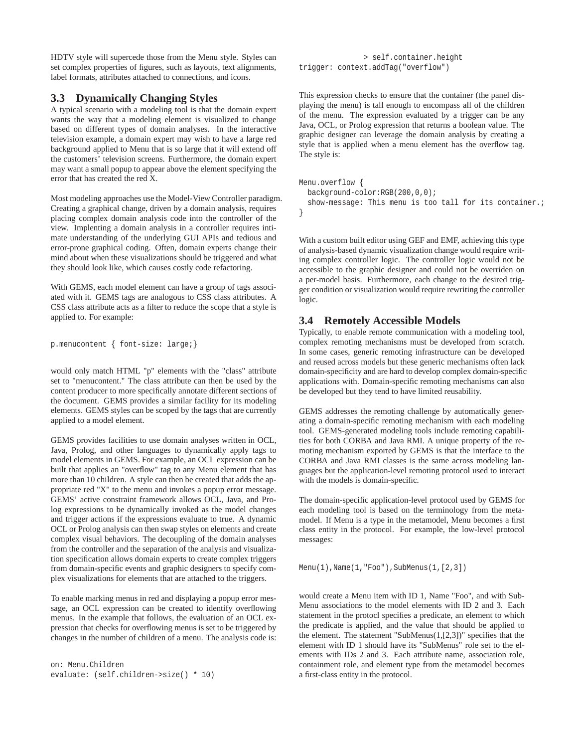HDTV style will supercede those from the Menu style. Styles can set complex properties of figures, such as layouts, text alignments, label formats, attributes attached to connections, and icons.

### 3.3 Dynamically Changing Styles

A typical scenario with a modeling tool is that the domain expert wants the way that a modeling element is visualized to change based on different types of domain analyses. In the interactive television example, a domain expert may wish to have a large red background applied to Menu that is so large that it will extend off the customers' television screens. Furthermore, the domain expert may want a small popup to appear above the element specifying the error that has created the red X.

Most modeling approaches use the Model-View Controller paradigm. Creating a graphical change, driven by a domain analysis, requires placing complex domain analysis code into the controller of the view. Implenting a domain analysis in a controller requires intimate understanding of the underlying GUI APIs and tedious and error-prone graphical coding. Often, domain experts change their mind about when these visualizations should be triggered and what they should look like, which causes costly code refactoring.

With GEMS, each model element can have a group of tags associated with it. GEMS tags are analogous to CSS class attributes. A CSS class attribute acts as a filter to reduce the scope that a style is applied to. For example:

```
p.menucontent { font-size: large;}
```

would only match HTML "p" elements with the "class" attribute set to "menucontent." The class attribute can then be used by the content producer to more specifically annotate different sections of the document. GEMS provides a similar facility for its modeling elements. GEMS styles can be scoped by the tags that are currently applied to a model element.

GEMS provides facilities to use domain analyses written in OCL, Java, Prolog, and other languages to dynamically apply tags to model elements in GEMS. For example, an OCL expression can be built that applies an "overflow" tag to any Menu element that has more than 10 children. A style can then be created that adds the appropriate red "X" to the menu and invokes a popup error message. GEMS' active constraint framework allows OCL, Java, and Prolog expressions to be dynamically invoked as the model changes and trigger actions if the expressions evaluate to true. A dynamic OCL or Prolog analysis can then swap styles on elements and create complex visual behaviors. The decoupling of the domain analyses from the controller and the separation of the analysis and visualization specification allows domain experts to create complex triggers from domain-specific events and graphic designers to specify complex visualizations for elements that are attached to the triggers.

To enable marking menus in red and displaying a popup error message, an OCL expression can be created to identify overflowing menus. In the example that follows, the evaluation of an OCL expression that checks for overflowing menus is set to be triggered by changes in the number of children of a menu. The analysis code is:

```
on: Menu.Children
evaluate: (self.children->size() * 10)
              > self.container.height
trigger: context.addTag("overflow")
```

This expression checks to ensure that the container (the panel displaying the menu) is tall enough to encompass all of the children of the menu. The expression evaluated by a trigger can be any Java, OCL, or Prolog expression that returns a boolean value. The graphic designer can leverage the domain analysis by creating a style that is applied when a menu element has the overflow tag. The style is:

```
Menu.overflow {
  background-color:RGB(200,0,0);
  show-message: This menu is too tall for its container.;
}
```

With a custom built editor using GEF and EMF, achieving this type of analysis-based dynamic visualization change would require writing complex controller logic. The controller logic would not be accessible to the graphic designer and could not be overriden on a per-model basis. Furthermore, each change to the desired trigger condition or visualization would require rewriting the controller logic.

### 3.4 Remotely Accessible Models

Typically, to enable remote communication with a modeling tool, complex remoting mechanisms must be developed from scratch. In some cases, generic remoting infrastructure can be developed and reused across models but these generic mechanisms often lack domain-specificity and are hard to develop complex domain-specific applications with. Domain-specific remoting mechanisms can also be developed but they tend to have limited reusability.

GEMS addresses the remoting challenge by automatically generating a domain-specific remoting mechanism with each modeling tool. GEMS-generated modeling tools include remoting capabilities for both CORBA and Java RMI. A unique property of the remoting mechanism exported by GEMS is that the interface to the CORBA and Java RMI classes is the same across modeling languages but the application-level remoting protocol used to interact with the models is domain-specific.

The domain-specific application-level protocol used by GEMS for each modeling tool is based on the terminology from the metamodel. If Menu is a type in the metamodel, Menu becomes a first class entity in the protocol. For example, the low-level protocol messages:

```
Menu(1),Name(1,"Foo"),SubMenus(1,[2,3])
```

would create a Menu item with ID 1, Name "Foo", and with SubMenu associations to the model elements with ID 2 and 3. Each statement in the protocl specifies a predicate, an element to which the predicate is applied, and the value that should be applied to the element. The statement "SubMenus(1,[2,3])" specifies that the element with ID 1 should have its "SubMenus" role set to the elements with IDs 2 and 3. Each attribute name, association role, containment role, and element type from the metamodel becomes a first-class entity in the protocol.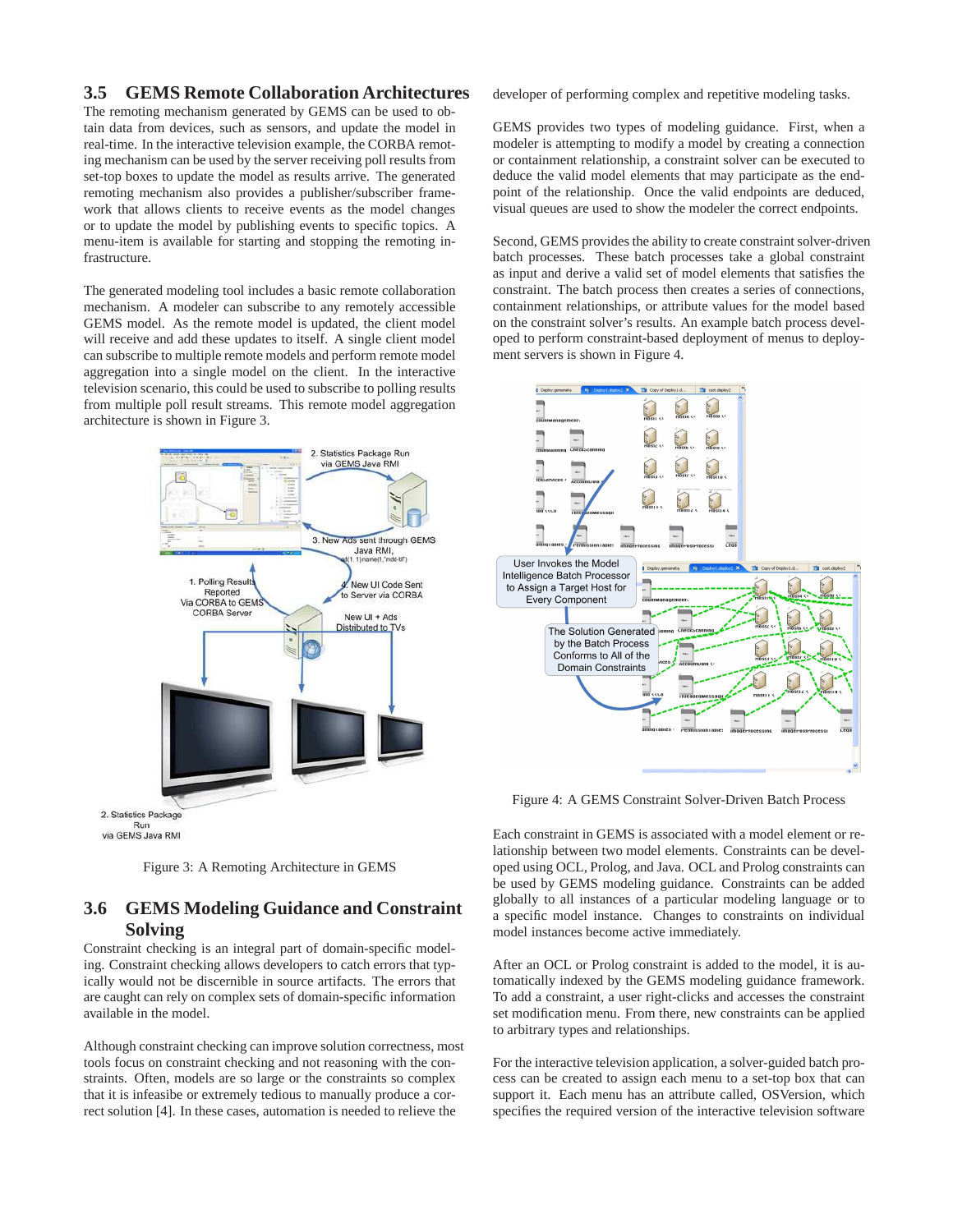### 3.5 GEMS Remote Collaboration Architectures

The remoting mechanism generated by GEMS can be used to obtain data from devices, such as sensors, and update the model in real-time. In the interactive television example, the CORBA remoting mechanism can be used by the server receiving poll results from set-top boxes to update the model as results arrive. The generated remoting mechanism also provides a publisher/subscriber framework that allows clients to receive events as the model changes or to update the model by publishing events to specific topics. A menu-item is available for starting and stopping the remoting infrastructure.

The generated modeling tool includes a basic remote collaboration mechanism. A modeler can subscribe to any remotely accessible GEMS model. As the remote model is updated, the client model will receive and add these updates to itself. A single client model can subscribe to multiple remote models and perform remote model aggregation into a single model on the client. In the interactive television scenario, this could be used to subscribe to polling results from multiple poll result streams. This remote model aggregation architecture is shown in Figure 3.

Figure 3: A Remoting Architecture in GEMS

### 3.6 GEMS Modeling Guidance and Constraint Solving

Constraint checking is an integral part of domain-specific modeling. Constraint checking allows developers to catch errors that typically would not be discernible in source artifacts. The errors that are caught can rely on complex sets of domain-specific information available in the model.

Although constraint checking can improve solution correctness, most tools focus on constraint checking and not reasoning with the constraints. Often, models are so large or the constraints so complex that it is infeasibe or extremely tedious to manually produce a correct solution [4]. In these cases, automation is needed to relieve the developer of performing complex and repetitive modeling tasks.

GEMS provides two types of modeling guidance. First, when a modeler is attempting to modify a model by creating a connection or containment relationship, a constraint solver can be executed to deduce the valid model elements that may participate as the endpoint of the relationship. Once the valid endpoints are deduced, visual queues are used to show the modeler the correct endpoints.

Second, GEMS provides the ability to create constraint solver-driven batch processes. These batch processes take a global constraint as input and derive a valid set of model elements that satisfies the constraint. The batch process then creates a series of connections, containment relationships, or attribute values for the model based on the constraint solver's results. An example batch process developed to perform constraint-based deployment of menus to deployment servers is shown in Figure 4.

Figure 4: A GEMS Constraint Solver-Driven Batch Process

Each constraint in GEMS is associated with a model element or relationship between two model elements. Constraints can be developed using OCL, Prolog, and Java. OCL and Prolog constraints can be used by GEMS modeling guidance. Constraints can be added globally to all instances of a particular modeling language or to a specific model instance. Changes to constraints on individual model instances become active immediately.

After an OCL or Prolog constraint is added to the model, it is automatically indexed by the GEMS modeling guidance framework. To add a constraint, a user right-clicks and accesses the constraint set modification menu. From there, new constraints can be applied to arbitrary types and relationships.

For the interactive television application, a solver-guided batch process can be created to assign each menu to a set-top box that can support it. Each menu has an attribute called, OSVersion, which specifies the required version of the interactive television software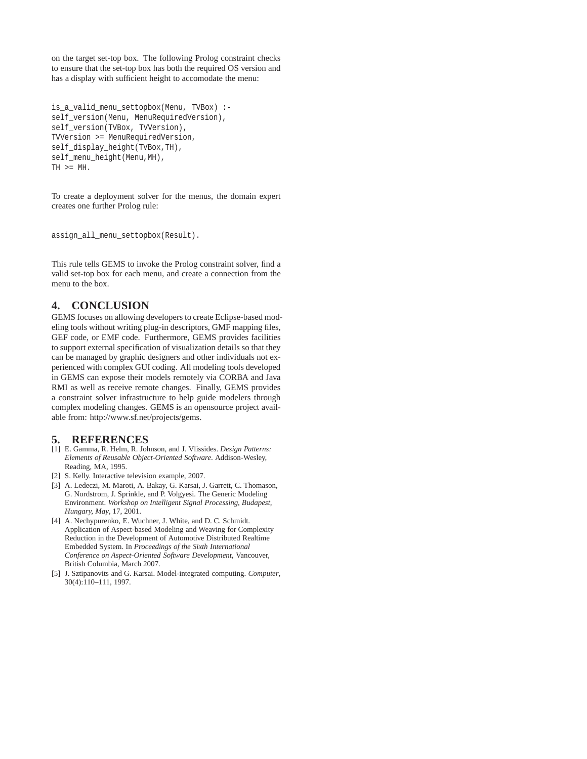on the target set-top box. The following Prolog constraint checks to ensure that the set-top box has both the required OS version and has a display with sufficient height to accomodate the menu:

```
is_a_valid_menu_settopbox(Menu, TVBox) :-
self_version(Menu, MenuRequiredVersion),
self_version(TVBox, TVVersion),
TVVersion >= MenuRequiredVersion,
self_display_height(TVBox,TH),
self_menu_height(Menu,MH),
TH >= MH.
```

To create a deployment solver for the menus, the domain expert creates one further Prolog rule:

```
assign_all_menu_settopbox(Result).
```

This rule tells GEMS to invoke the Prolog constraint solver, find a valid set-top box for each menu, and create a connection from the menu to the box.

## 4. CONCLUSION

GEMS focuses on allowing developers to create Eclipse-based modeling tools without writing plug-in descriptors, GMF mapping files, GEF code, or EMF code. Furthermore, GEMS provides facilities to support external specification of visualization details so that they can be managed by graphic designers and other individuals not experienced with complex GUI coding. All modeling tools developed in GEMS can expose their models remotely via CORBA and Java RMI as well as receive remote changes. Finally, GEMS provides a constraint solver infrastructure to help guide modelers through complex modeling changes. GEMS is an opensource project available from: http://www.sf.net/projects/gems.

## 5. REFERENCES

[1] E. Gamma, R. Helm, R. Johnson, and J. Vlissides. *Design Patterns: Elements of Reusable Object-Oriented Software*. Addison-Wesley, Reading, MA, 1995.

[2] S. Kelly. Interactive television example, 2007.

[3] A. Ledeczi, M. Maroti, A. Bakay, G. Karsai, J. Garrett, C. Thomason, G. Nordstrom, J. Sprinkle, and P. Volgyesi. The Generic Modeling Environment. *Workshop on Intelligent Signal Processing, Budapest, Hungary, May*, 17, 2001.

[4] A. Nechypurenko, E. Wuchner, J. White, and D. C. Schmidt. Application of Aspect-based Modeling and Weaving for Complexity Reduction in the Development of Automotive Distributed Realtime Embedded System. In *Proceedings of the Sixth International Conference on Aspect-Oriented Software Development*, Vancouver, British Columbia, March 2007.

[5] J. Sztipanovits and G. Karsai. Model-integrated computing. *Computer*, 30(4):110–111, 1997.